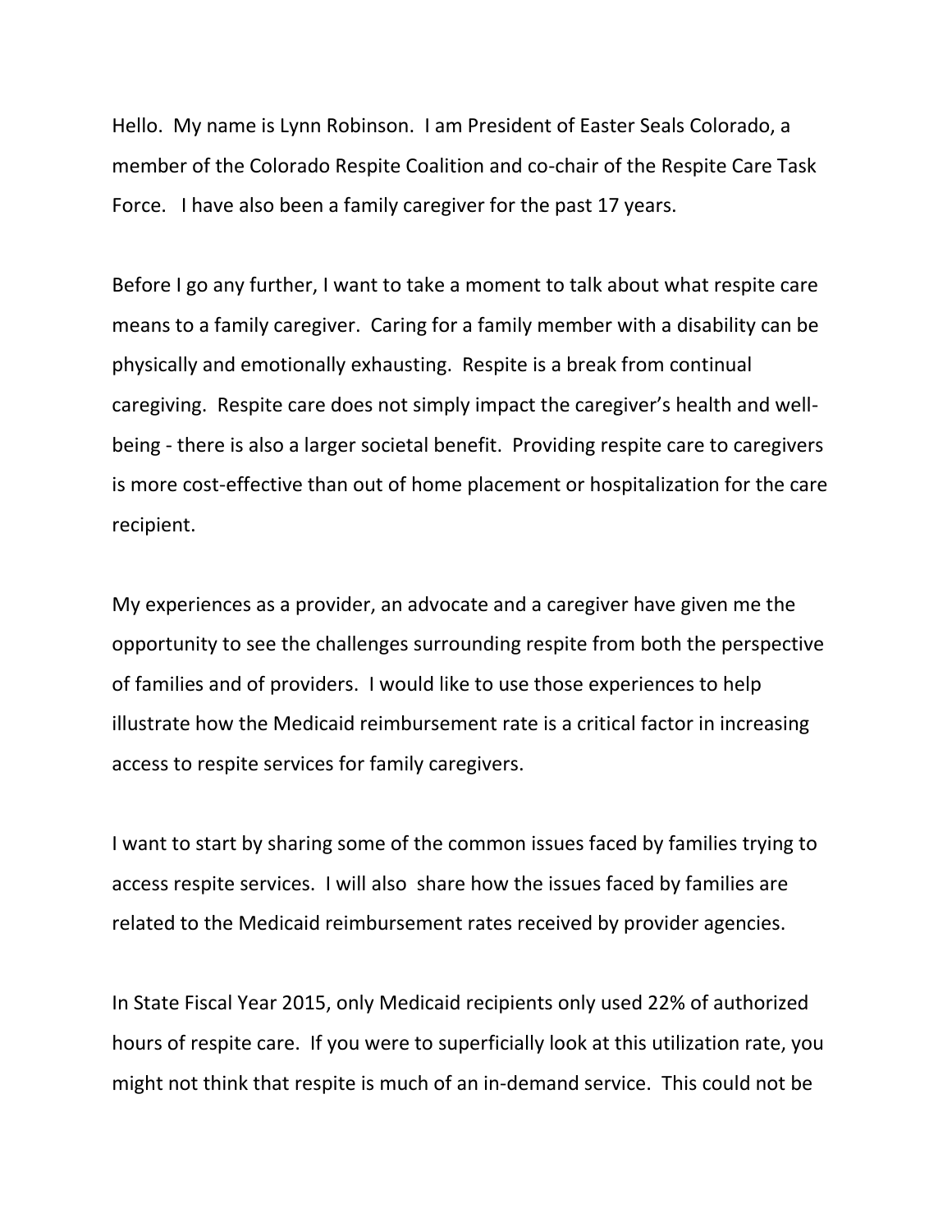Hello. My name is Lynn Robinson. I am President of Easter Seals Colorado, a member of the Colorado Respite Coalition and co-chair of the Respite Care Task Force. I have also been a family caregiver for the past 17 years.

Before I go any further, I want to take a moment to talk about what respite care means to a family caregiver. Caring for a family member with a disability can be physically and emotionally exhausting. Respite is a break from continual caregiving. Respite care does not simply impact the caregiver's health and well-being - there is also a larger societal benefit. Providing respite care to caregivers is more cost-effective than out of home placement or hospitalization for the care recipient.

My experiences as a provider, an advocate and a caregiver have given me the opportunity to see the challenges surrounding respite from both the perspective of families and of providers. I would like to use those experiences to help illustrate how the Medicaid reimbursement rate is a critical factor in increasing access to respite services for family caregivers.

I want to start by sharing some of the common issues faced by families trying to access respite services. I will also share how the issues faced by families are related to the Medicaid reimbursement rates received by provider agencies.

In State Fiscal Year 2015, only Medicaid recipients only used 22% of authorized hours of respite care. If you were to superficially look at this utilization rate, you might not think that respite is much of an in-demand service. This could not be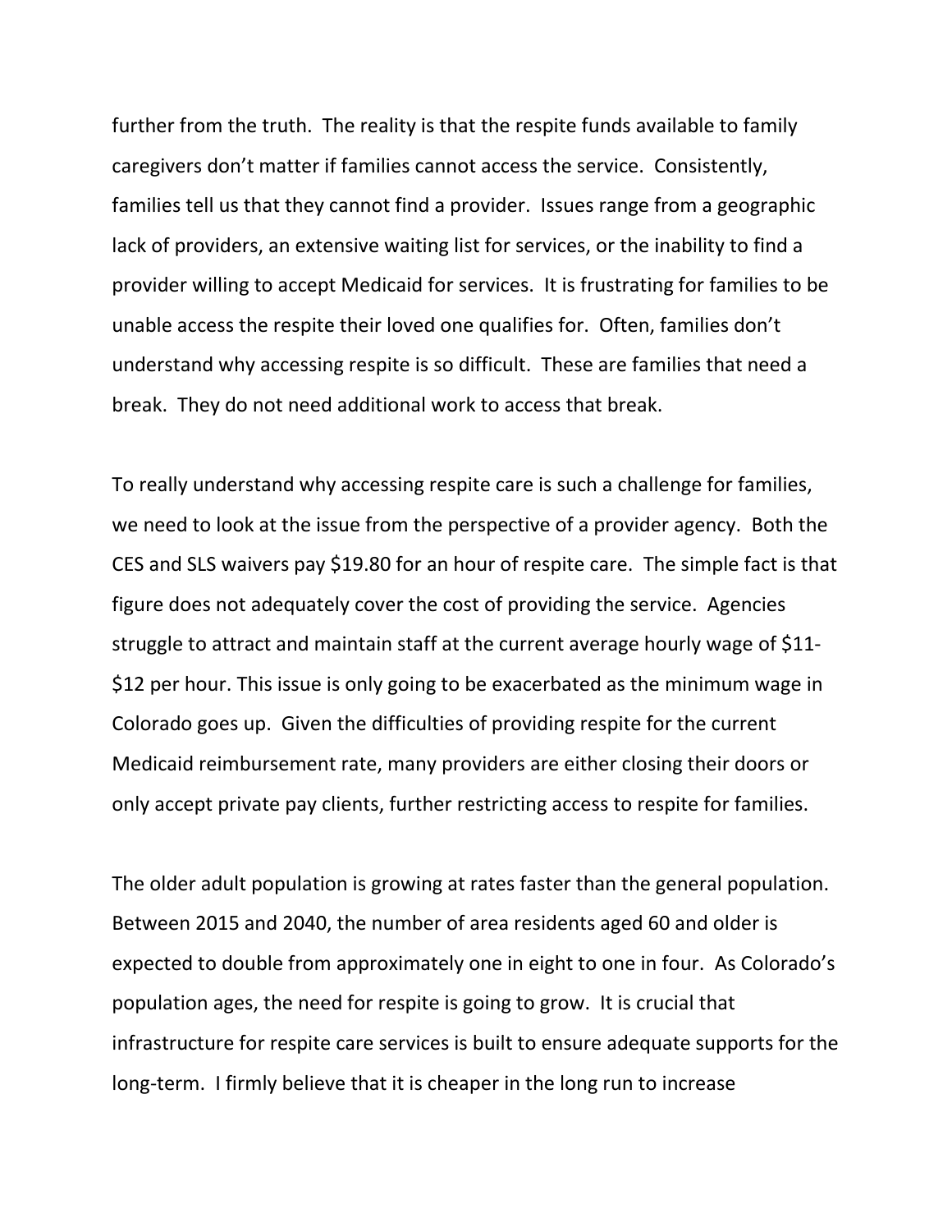further from the truth. The reality is that the respite funds available to family caregivers don't matter if families cannot access the service. Consistently, families tell us that they cannot find a provider. Issues range from a geographic lack of providers, an extensive waiting list for services, or the inability to find a provider willing to accept Medicaid for services. It is frustrating for families to be unable access the respite their loved one qualifies for. Often, families don't understand why accessing respite is so difficult. These are families that need a break. They do not need additional work to access that break.

To really understand why accessing respite care is such a challenge for families, we need to look at the issue from the perspective of a provider agency. Both the CES and SLS waivers pay $19.80 for an hour of respite care. The simple fact is that figure does not adequately cover the cost of providing the service. Agencies struggle to attract and maintain staff at the current average hourly wage of $11-$12 per hour. This issue is only going to be exacerbated as the minimum wage in Colorado goes up. Given the difficulties of providing respite for the current Medicaid reimbursement rate, many providers are either closing their doors or only accept private pay clients, further restricting access to respite for families.

The older adult population is growing at rates faster than the general population. Between 2015 and 2040, the number of area residents aged 60 and older is expected to double from approximately one in eight to one in four. As Colorado's population ages, the need for respite is going to grow. It is crucial that infrastructure for respite care services is built to ensure adequate supports for the long-term. I firmly believe that it is cheaper in the long run to increase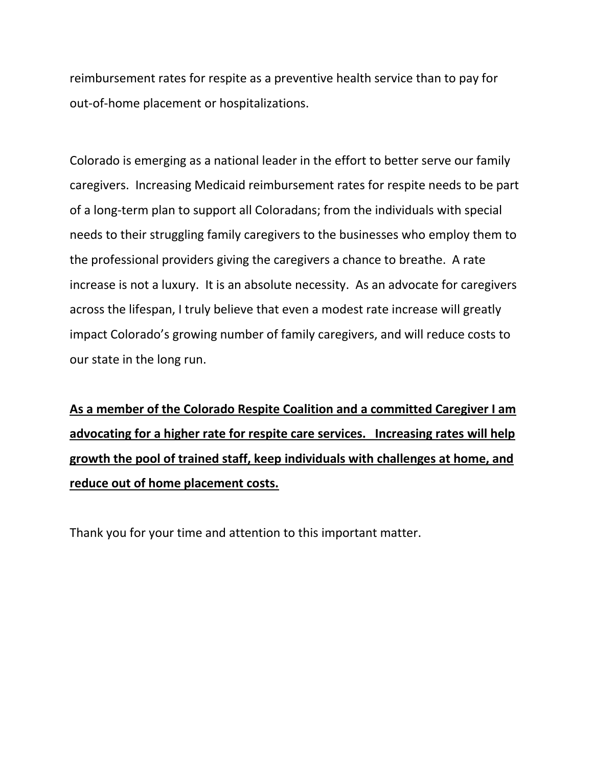reimbursement rates for respite as a preventive health service than to pay for out-of-home placement or hospitalizations.

Colorado is emerging as a national leader in the effort to better serve our family caregivers. Increasing Medicaid reimbursement rates for respite needs to be part of a long-term plan to support all Coloradans; from the individuals with special needs to their struggling family caregivers to the businesses who employ them to the professional providers giving the caregivers a chance to breathe. A rate increase is not a luxury. It is an absolute necessity. As an advocate for caregivers across the lifespan, I truly believe that even a modest rate increase will greatly impact Colorado's growing number of family caregivers, and will reduce costs to our state in the long run.

<u>**As a member of the Colorado Respite Coalition and a committed Caregiver I am advocating for a higher rate for respite care services. Increasing rates will help growth the pool of trained staff, keep individuals with challenges at home, and reduce out of home placement costs.**</u>

Thank you for your time and attention to this important matter.